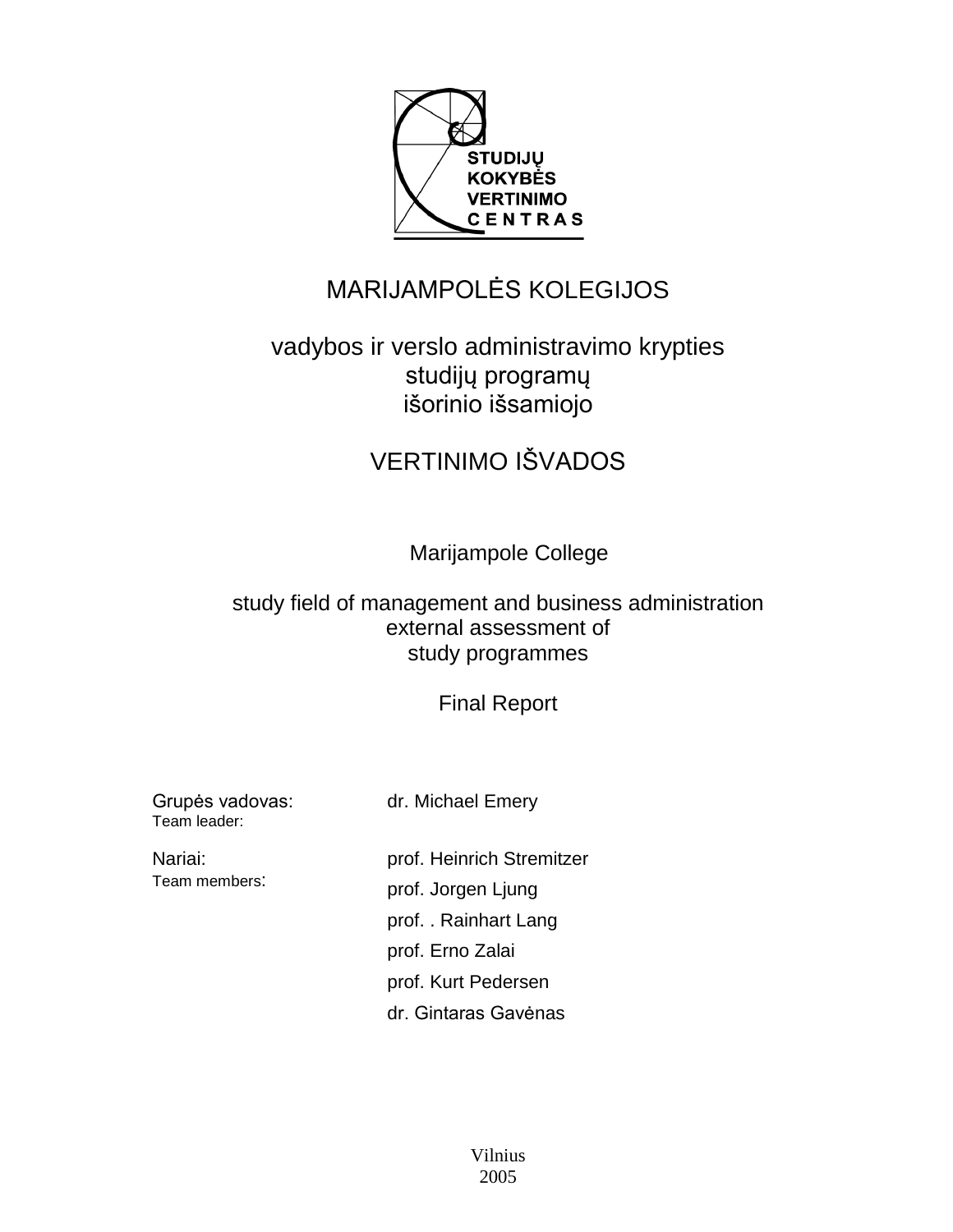STUDIJŲ
KOKYBĖS
VERTINIMO
CENTRAS

# MARIJAMPOLĖS KOLEGIJOS

## vadybos ir verslo administravimo krypties studijų programų išorinio išsamiojo

## VERTINIMO IŠVADOS

# Marijampole College

## study field of management and business administration external assessment of study programmes

## Final Report

Grupės vadovas: dr. Michael Emery
Team leader:

Nariai: prof. Heinrich Stremitzer
Team members:
prof. Jorgen Ljung
prof. . Rainhart Lang
prof. Erno Zalai
prof. Kurt Pedersen
dr. Gintaras Gavėnas

Vilnius
2005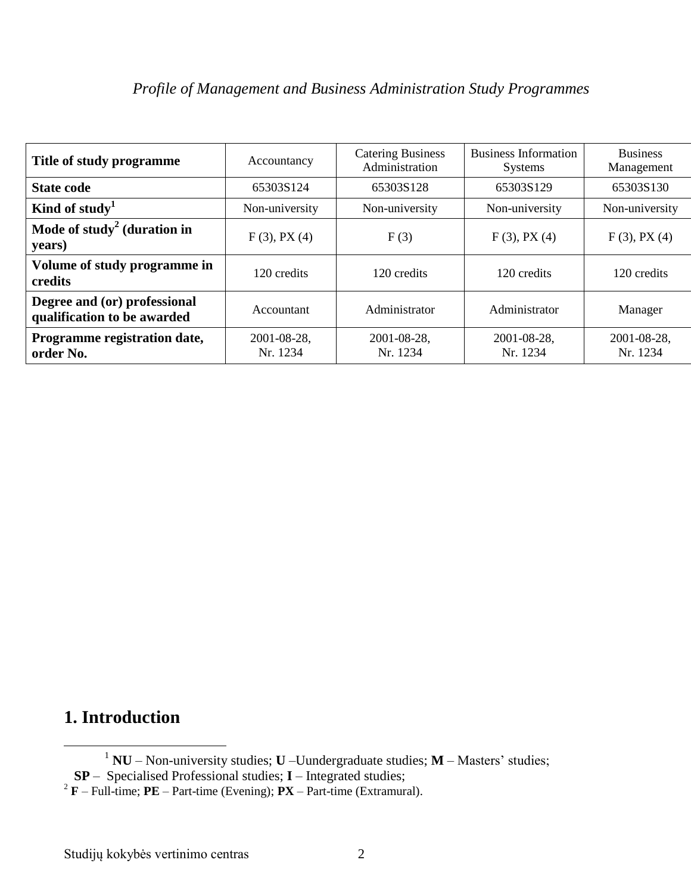*Profile of Management and Business Administration Study Programmes*

| **Title of study programme** | Accountancy | Catering Business Administration | Business Information Systems | Business Management |
|---|---|---|---|---|
| **State code** | 65303S124 | 65303S128 | 65303S129 | 65303S130 |
| **Kind of study**[1] | Non-university | Non-university | Non-university | Non-university |
| **Mode of study**[2] **(duration in years)** | F (3), PX (4) | F (3) | F (3), PX (4) | F (3), PX (4) |
| **Volume of study programme in credits** | 120 credits | 120 credits | 120 credits | 120 credits |
| **Degree and (or) professional qualification to be awarded** | Accountant | Administrator | Administrator | Manager |
| **Programme registration date, order No.** | 2001-08-28, Nr. 1234 | 2001-08-28, Nr. 1234 | 2001-08-28, Nr. 1234 | 2001-08-28, Nr. 1234 |

## 1. Introduction

[1] **NU** – Non-university studies; **U** –Uundergraduate studies; **M** – Masters' studies; **SP** – Specialised Professional studies; **I** – Integrated studies;

[2] **F** – Full-time; **PE** – Part-time (Evening); **PX** – Part-time (Extramural).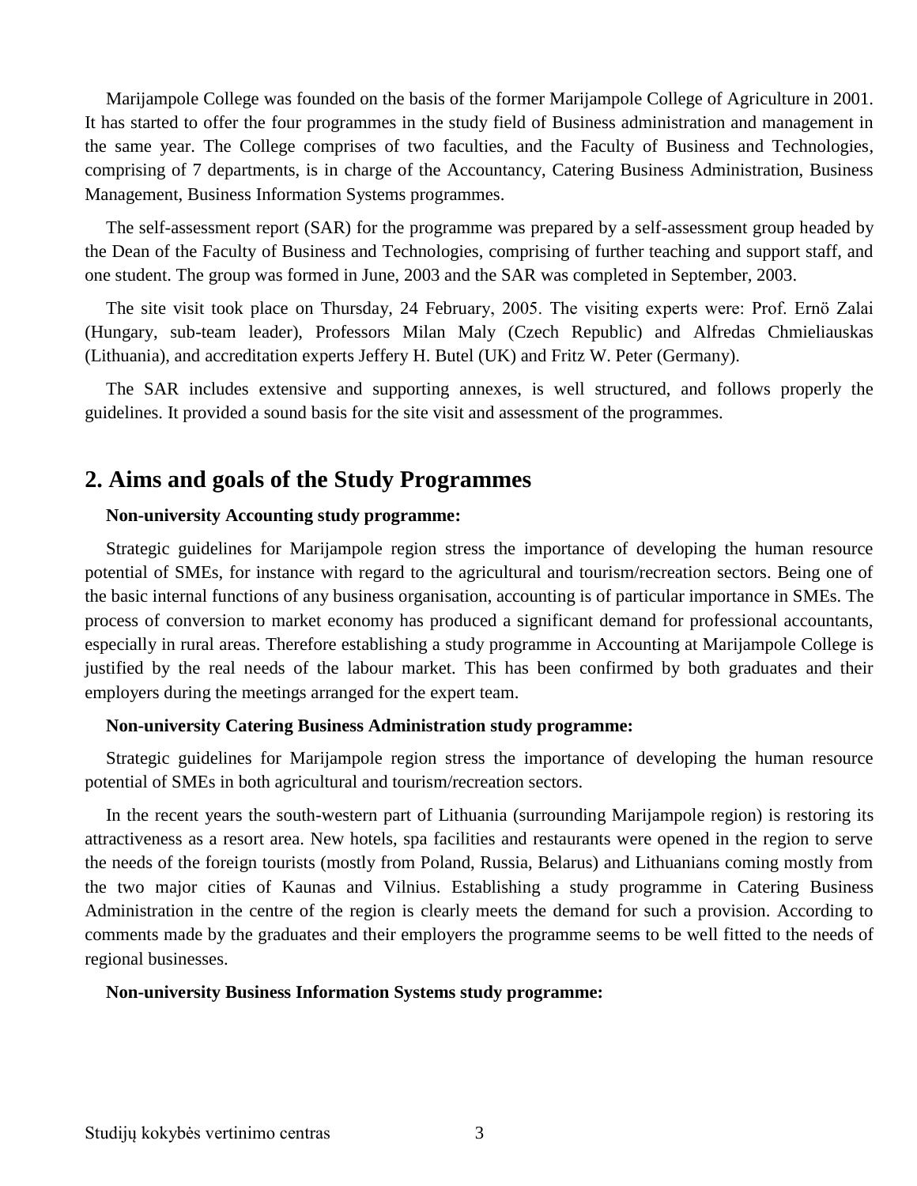Marijampole College was founded on the basis of the former Marijampole College of Agriculture in 2001. It has started to offer the four programmes in the study field of Business administration and management in the same year. The College comprises of two faculties, and the Faculty of Business and Technologies, comprising of 7 departments, is in charge of the Accountancy, Catering Business Administration, Business Management, Business Information Systems programmes.

The self-assessment report (SAR) for the programme was prepared by a self-assessment group headed by the Dean of the Faculty of Business and Technologies, comprising of further teaching and support staff, and one student. The group was formed in June, 2003 and the SAR was completed in September, 2003.

The site visit took place on Thursday, 24 February, 2005. The visiting experts were: Prof. Ernö Zalai (Hungary, sub-team leader), Professors Milan Maly (Czech Republic) and Alfredas Chmieliauskas (Lithuania), and accreditation experts Jeffery H. Butel (UK) and Fritz W. Peter (Germany).

The SAR includes extensive and supporting annexes, is well structured, and follows properly the guidelines. It provided a sound basis for the site visit and assessment of the programmes.

## 2. Aims and goals of the Study Programmes

**Non-university Accounting study programme:**

Strategic guidelines for Marijampole region stress the importance of developing the human resource potential of SMEs, for instance with regard to the agricultural and tourism/recreation sectors. Being one of the basic internal functions of any business organisation, accounting is of particular importance in SMEs. The process of conversion to market economy has produced a significant demand for professional accountants, especially in rural areas. Therefore establishing a study programme in Accounting at Marijampole College is justified by the real needs of the labour market. This has been confirmed by both graduates and their employers during the meetings arranged for the expert team.

**Non-university Catering Business Administration study programme:**

Strategic guidelines for Marijampole region stress the importance of developing the human resource potential of SMEs in both agricultural and tourism/recreation sectors.

In the recent years the south-western part of Lithuania (surrounding Marijampole region) is restoring its attractiveness as a resort area. New hotels, spa facilities and restaurants were opened in the region to serve the needs of the foreign tourists (mostly from Poland, Russia, Belarus) and Lithuanians coming mostly from the two major cities of Kaunas and Vilnius. Establishing a study programme in Catering Business Administration in the centre of the region is clearly meets the demand for such a provision. According to comments made by the graduates and their employers the programme seems to be well fitted to the needs of regional businesses.

**Non-university Business Information Systems study programme:**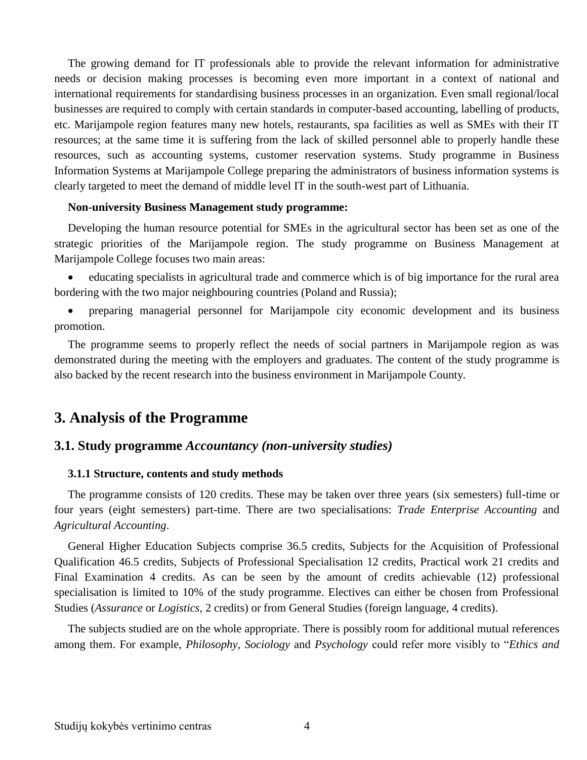The growing demand for IT professionals able to provide the relevant information for administrative needs or decision making processes is becoming even more important in a context of national and international requirements for standardising business processes in an organization. Even small regional/local businesses are required to comply with certain standards in computer-based accounting, labelling of products, etc. Marijampole region features many new hotels, restaurants, spa facilities as well as SMEs with their IT resources; at the same time it is suffering from the lack of skilled personnel able to properly handle these resources, such as accounting systems, customer reservation systems. Study programme in Business Information Systems at Marijampole College preparing the administrators of business information systems is clearly targeted to meet the demand of middle level IT in the south-west part of Lithuania.

**Non-university Business Management study programme:**

Developing the human resource potential for SMEs in the agricultural sector has been set as one of the strategic priorities of the Marijampole region. The study programme on Business Management at Marijampole College focuses two main areas:

- educating specialists in agricultural trade and commerce which is of big importance for the rural area bordering with the two major neighbouring countries (Poland and Russia);
- preparing managerial personnel for Marijampole city economic development and its business promotion.

The programme seems to properly reflect the needs of social partners in Marijampole region as was demonstrated during the meeting with the employers and graduates. The content of the study programme is also backed by the recent research into the business environment in Marijampole County.

## 3. Analysis of the Programme

### 3.1. Study programme *Accountancy (non-university studies)*

#### 3.1.1 Structure, contents and study methods

The programme consists of 120 credits. These may be taken over three years (six semesters) full-time or four years (eight semesters) part-time. There are two specialisations: *Trade Enterprise Accounting* and *Agricultural Accounting*.

General Higher Education Subjects comprise 36.5 credits, Subjects for the Acquisition of Professional Qualification 46.5 credits, Subjects of Professional Specialisation 12 credits, Practical work 21 credits and Final Examination 4 credits. As can be seen by the amount of credits achievable (12) professional specialisation is limited to 10% of the study programme. Electives can either be chosen from Professional Studies (*Assurance* or *Logistics*, 2 credits) or from General Studies (foreign language, 4 credits).

The subjects studied are on the whole appropriate. There is possibly room for additional mutual references among them. For example, *Philosophy*, *Sociology* and *Psychology* could refer more visibly to "*Ethics and*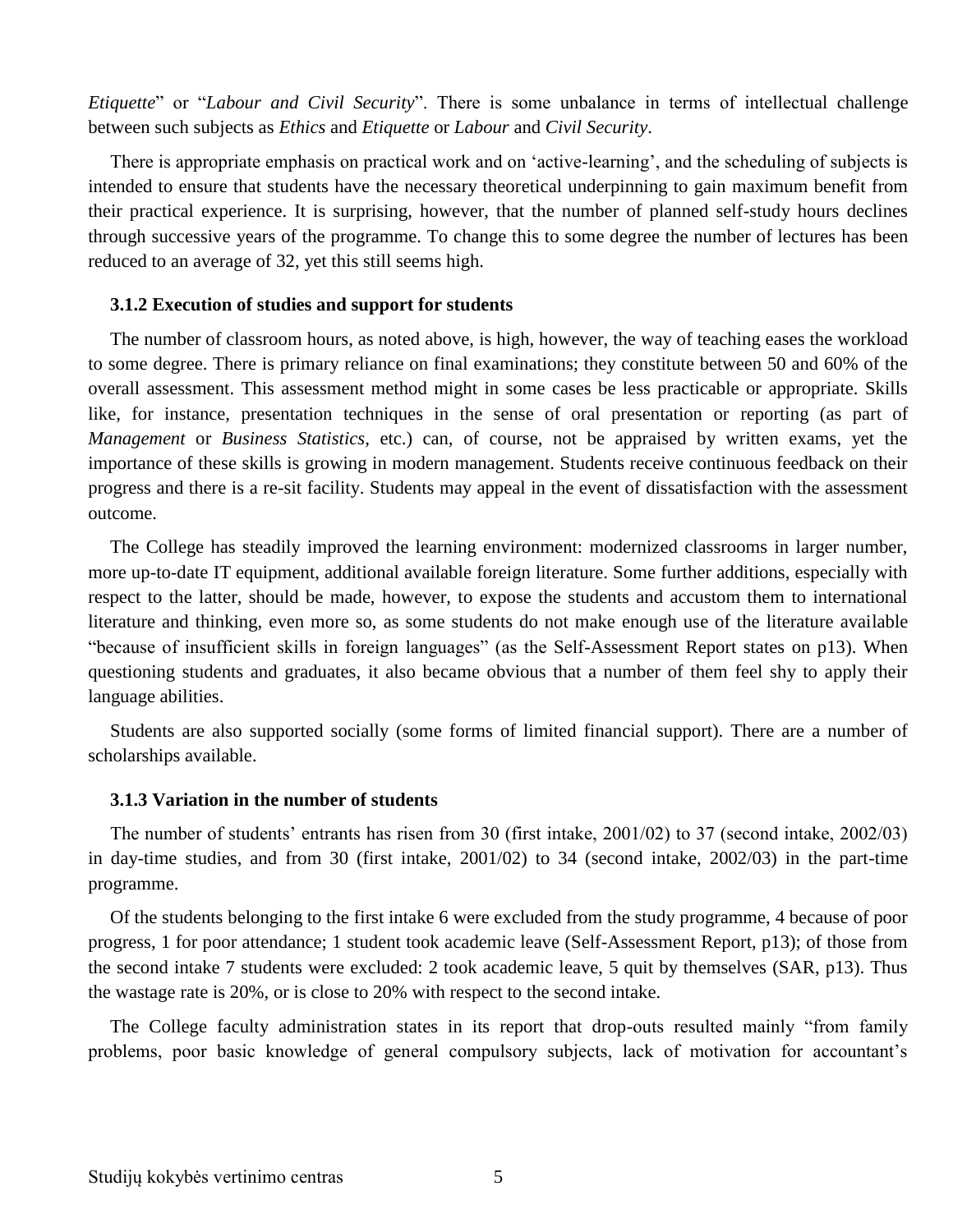*Etiquette*" or "*Labour and Civil Security*". There is some unbalance in terms of intellectual challenge between such subjects as *Ethics* and *Etiquette* or *Labour* and *Civil Security*.

There is appropriate emphasis on practical work and on 'active-learning', and the scheduling of subjects is intended to ensure that students have the necessary theoretical underpinning to gain maximum benefit from their practical experience. It is surprising, however, that the number of planned self-study hours declines through successive years of the programme. To change this to some degree the number of lectures has been reduced to an average of 32, yet this still seems high.

### 3.1.2 Execution of studies and support for students

The number of classroom hours, as noted above, is high, however, the way of teaching eases the workload to some degree. There is primary reliance on final examinations; they constitute between 50 and 60% of the overall assessment. This assessment method might in some cases be less practicable or appropriate. Skills like, for instance, presentation techniques in the sense of oral presentation or reporting (as part of *Management* or *Business Statistics*, etc.) can, of course, not be appraised by written exams, yet the importance of these skills is growing in modern management. Students receive continuous feedback on their progress and there is a re-sit facility. Students may appeal in the event of dissatisfaction with the assessment outcome.

The College has steadily improved the learning environment: modernized classrooms in larger number, more up-to-date IT equipment, additional available foreign literature. Some further additions, especially with respect to the latter, should be made, however, to expose the students and accustom them to international literature and thinking, even more so, as some students do not make enough use of the literature available "because of insufficient skills in foreign languages" (as the Self-Assessment Report states on p13). When questioning students and graduates, it also became obvious that a number of them feel shy to apply their language abilities.

Students are also supported socially (some forms of limited financial support). There are a number of scholarships available.

### 3.1.3 Variation in the number of students

The number of students' entrants has risen from 30 (first intake, 2001/02) to 37 (second intake, 2002/03) in day-time studies, and from 30 (first intake, 2001/02) to 34 (second intake, 2002/03) in the part-time programme.

Of the students belonging to the first intake 6 were excluded from the study programme, 4 because of poor progress, 1 for poor attendance; 1 student took academic leave (Self-Assessment Report, p13); of those from the second intake 7 students were excluded: 2 took academic leave, 5 quit by themselves (SAR, p13). Thus the wastage rate is 20%, or is close to 20% with respect to the second intake.

The College faculty administration states in its report that drop-outs resulted mainly "from family problems, poor basic knowledge of general compulsory subjects, lack of motivation for accountant's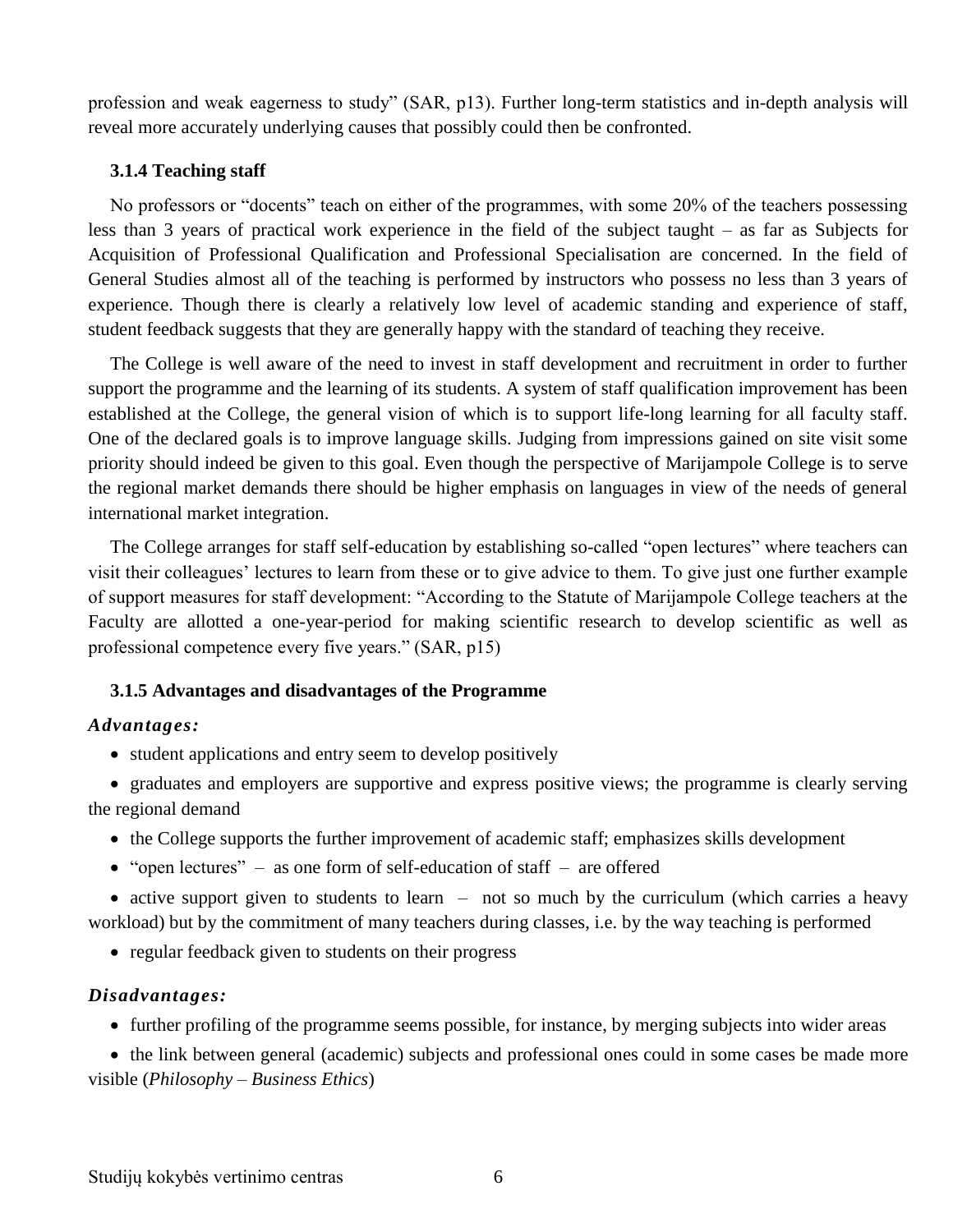profession and weak eagerness to study" (SAR, p13). Further long-term statistics and in-depth analysis will reveal more accurately underlying causes that possibly could then be confronted.

### 3.1.4 Teaching staff

No professors or "docents" teach on either of the programmes, with some 20% of the teachers possessing less than 3 years of practical work experience in the field of the subject taught – as far as Subjects for Acquisition of Professional Qualification and Professional Specialisation are concerned. In the field of General Studies almost all of the teaching is performed by instructors who possess no less than 3 years of experience. Though there is clearly a relatively low level of academic standing and experience of staff, student feedback suggests that they are generally happy with the standard of teaching they receive.

The College is well aware of the need to invest in staff development and recruitment in order to further support the programme and the learning of its students. A system of staff qualification improvement has been established at the College, the general vision of which is to support life-long learning for all faculty staff. One of the declared goals is to improve language skills. Judging from impressions gained on site visit some priority should indeed be given to this goal. Even though the perspective of Marijampole College is to serve the regional market demands there should be higher emphasis on languages in view of the needs of general international market integration.

The College arranges for staff self-education by establishing so-called "open lectures" where teachers can visit their colleagues' lectures to learn from these or to give advice to them. To give just one further example of support measures for staff development: "According to the Statute of Marijampole College teachers at the Faculty are allotted a one-year-period for making scientific research to develop scientific as well as professional competence every five years." (SAR, p15)

### 3.1.5 Advantages and disadvantages of the Programme

***Advantages:***

- student applications and entry seem to develop positively
- graduates and employers are supportive and express positive views; the programme is clearly serving the regional demand
- the College supports the further improvement of academic staff; emphasizes skills development
- "open lectures" – as one form of self-education of staff – are offered
- active support given to students to learn – not so much by the curriculum (which carries a heavy workload) but by the commitment of many teachers during classes, i.e. by the way teaching is performed
- regular feedback given to students on their progress

***Disadvantages:***

- further profiling of the programme seems possible, for instance, by merging subjects into wider areas
- the link between general (academic) subjects and professional ones could in some cases be made more visible (*Philosophy – Business Ethics*)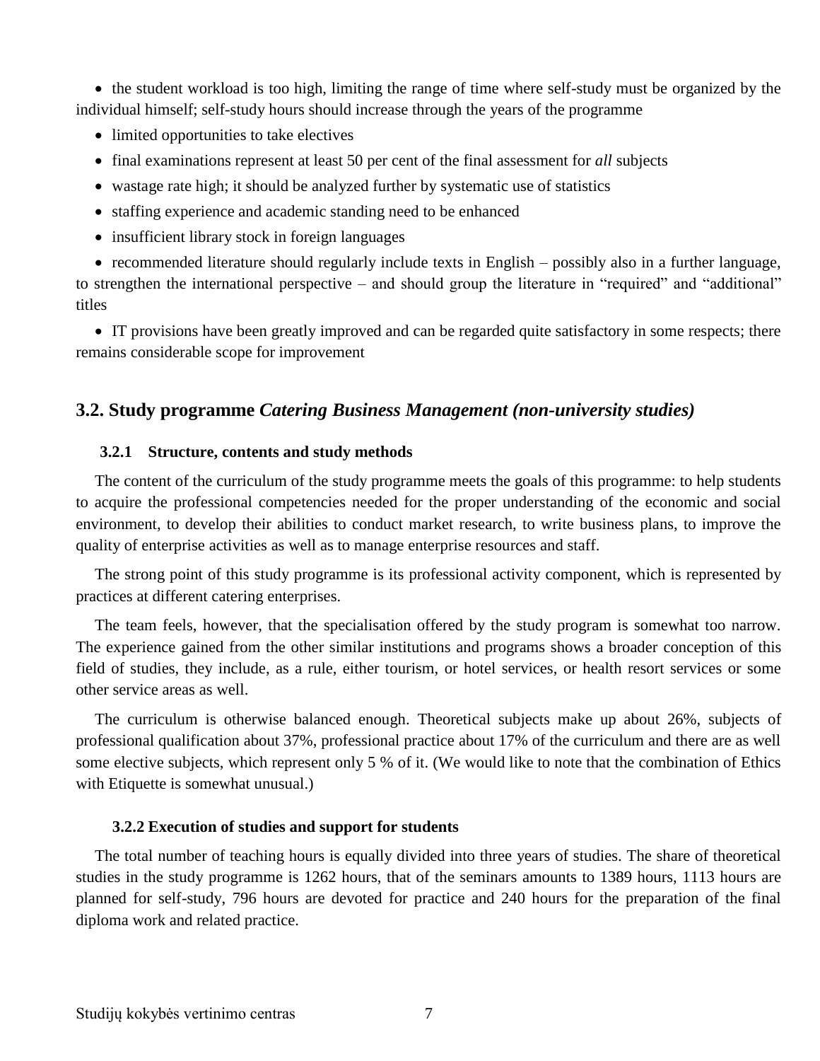- the student workload is too high, limiting the range of time where self-study must be organized by the individual himself; self-study hours should increase through the years of the programme
- limited opportunities to take electives
- final examinations represent at least 50 per cent of the final assessment for *all* subjects
- wastage rate high; it should be analyzed further by systematic use of statistics
- staffing experience and academic standing need to be enhanced
- insufficient library stock in foreign languages
- recommended literature should regularly include texts in English – possibly also in a further language, to strengthen the international perspective – and should group the literature in "required" and "additional" titles
- IT provisions have been greatly improved and can be regarded quite satisfactory in some respects; there remains considerable scope for improvement

## 3.2. Study programme *Catering Business Management (non-university studies)*

### 3.2.1 Structure, contents and study methods

The content of the curriculum of the study programme meets the goals of this programme: to help students to acquire the professional competencies needed for the proper understanding of the economic and social environment, to develop their abilities to conduct market research, to write business plans, to improve the quality of enterprise activities as well as to manage enterprise resources and staff.

The strong point of this study programme is its professional activity component, which is represented by practices at different catering enterprises.

The team feels, however, that the specialisation offered by the study program is somewhat too narrow. The experience gained from the other similar institutions and programs shows a broader conception of this field of studies, they include, as a rule, either tourism, or hotel services, or health resort services or some other service areas as well.

The curriculum is otherwise balanced enough. Theoretical subjects make up about 26%, subjects of professional qualification about 37%, professional practice about 17% of the curriculum and there are as well some elective subjects, which represent only 5 % of it. (We would like to note that the combination of Ethics with Etiquette is somewhat unusual.)

### 3.2.2 Execution of studies and support for students

The total number of teaching hours is equally divided into three years of studies. The share of theoretical studies in the study programme is 1262 hours, that of the seminars amounts to 1389 hours, 1113 hours are planned for self-study, 796 hours are devoted for practice and 240 hours for the preparation of the final diploma work and related practice.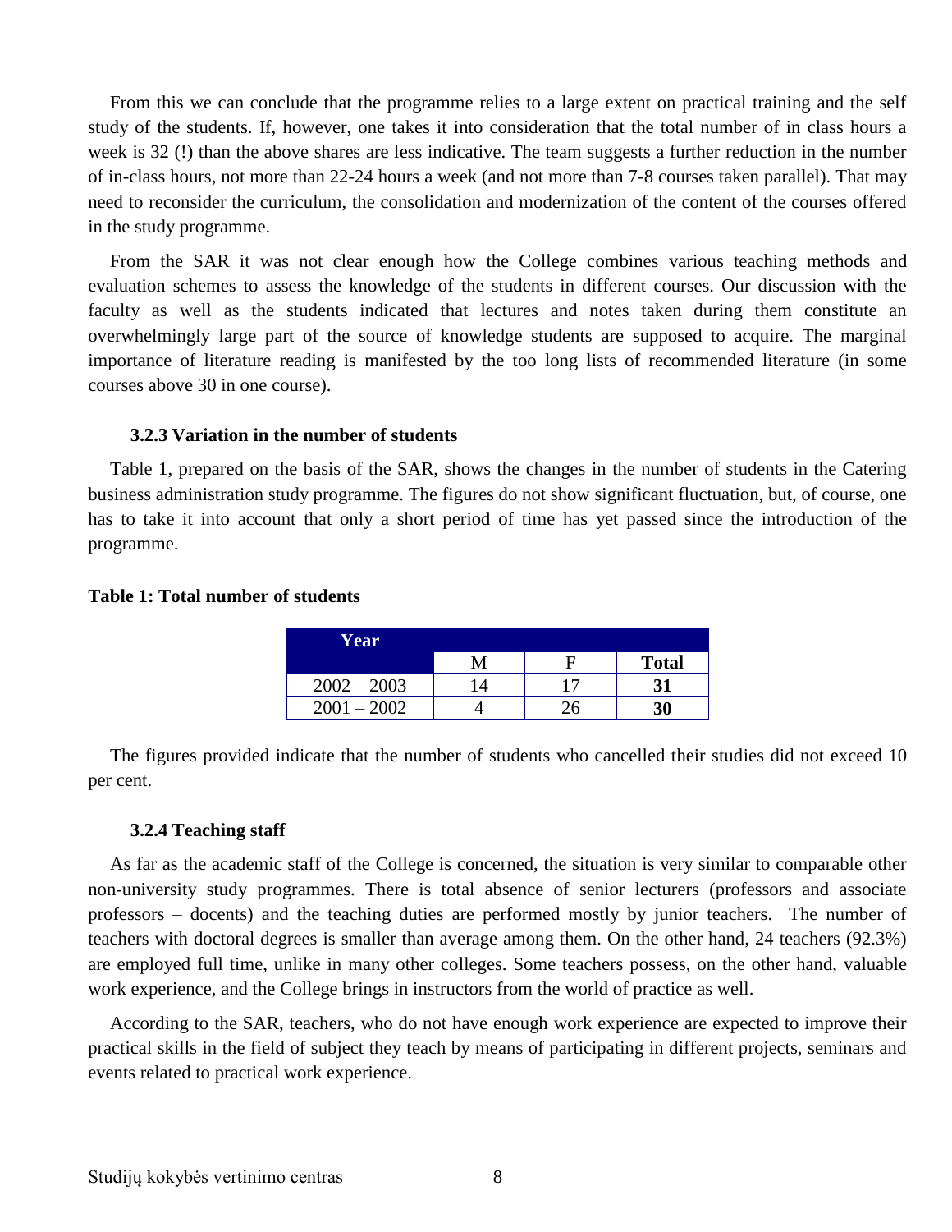From this we can conclude that the programme relies to a large extent on practical training and the self study of the students. If, however, one takes it into consideration that the total number of in class hours a week is 32 (!) than the above shares are less indicative. The team suggests a further reduction in the number of in-class hours, not more than 22-24 hours a week (and not more than 7-8 courses taken parallel). That may need to reconsider the curriculum, the consolidation and modernization of the content of the courses offered in the study programme.

From the SAR it was not clear enough how the College combines various teaching methods and evaluation schemes to assess the knowledge of the students in different courses. Our discussion with the faculty as well as the students indicated that lectures and notes taken during them constitute an overwhelmingly large part of the source of knowledge students are supposed to acquire. The marginal importance of literature reading is manifested by the too long lists of recommended literature (in some courses above 30 in one course).

### 3.2.3 Variation in the number of students

Table 1, prepared on the basis of the SAR, shows the changes in the number of students in the Catering business administration study programme. The figures do not show significant fluctuation, but, of course, one has to take it into account that only a short period of time has yet passed since the introduction of the programme.

**Table 1: Total number of students**

| Year | | | |
|---|---|---|---|
| | M | F | **Total** |
| 2002 – 2003 | 14 | 17 | **31** |
| 2001 – 2002 | 4 | 26 | **30** |

The figures provided indicate that the number of students who cancelled their studies did not exceed 10 per cent.

### 3.2.4 Teaching staff

As far as the academic staff of the College is concerned, the situation is very similar to comparable other non-university study programmes. There is total absence of senior lecturers (professors and associate professors – docents) and the teaching duties are performed mostly by junior teachers. The number of teachers with doctoral degrees is smaller than average among them. On the other hand, 24 teachers (92.3%) are employed full time, unlike in many other colleges. Some teachers possess, on the other hand, valuable work experience, and the College brings in instructors from the world of practice as well.

According to the SAR, teachers, who do not have enough work experience are expected to improve their practical skills in the field of subject they teach by means of participating in different projects, seminars and events related to practical work experience.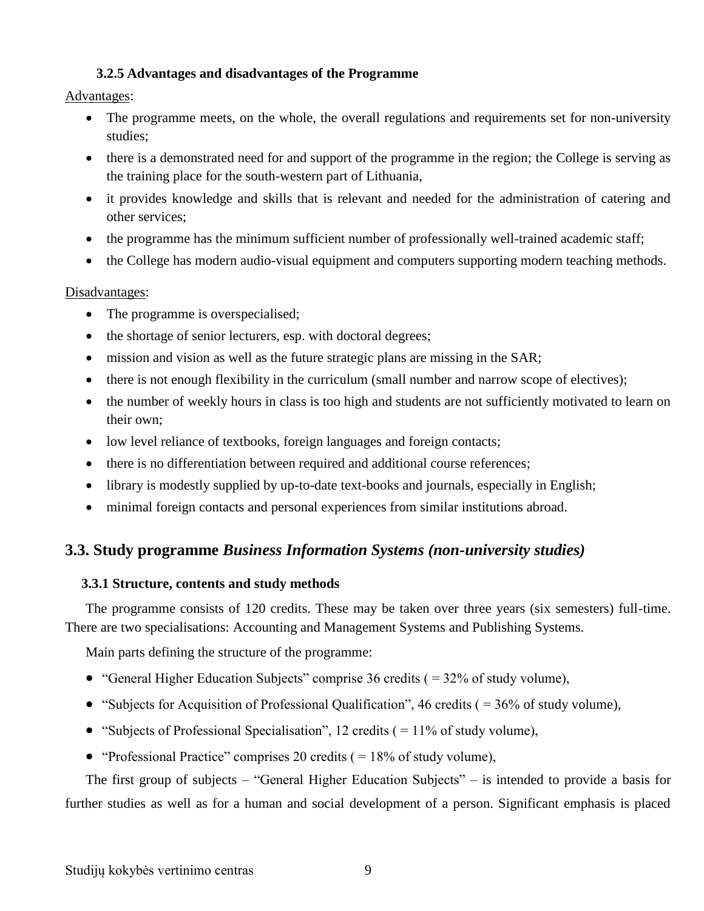#### 3.2.5 Advantages and disadvantages of the Programme

Advantages:

- The programme meets, on the whole, the overall regulations and requirements set for non-university studies;
- there is a demonstrated need for and support of the programme in the region; the College is serving as the training place for the south-western part of Lithuania,
- it provides knowledge and skills that is relevant and needed for the administration of catering and other services;
- the programme has the minimum sufficient number of professionally well-trained academic staff;
- the College has modern audio-visual equipment and computers supporting modern teaching methods.

Disadvantages:

- The programme is overspecialised;
- the shortage of senior lecturers, esp. with doctoral degrees;
- mission and vision as well as the future strategic plans are missing in the SAR;
- there is not enough flexibility in the curriculum (small number and narrow scope of electives);
- the number of weekly hours in class is too high and students are not sufficiently motivated to learn on their own;
- low level reliance of textbooks, foreign languages and foreign contacts;
- there is no differentiation between required and additional course references;
- library is modestly supplied by up-to-date text-books and journals, especially in English;
- minimal foreign contacts and personal experiences from similar institutions abroad.

## 3.3. Study programme *Business Information Systems (non-university studies)*

#### 3.3.1 Structure, contents and study methods

The programme consists of 120 credits. These may be taken over three years (six semesters) full-time. There are two specialisations: Accounting and Management Systems and Publishing Systems.

Main parts defining the structure of the programme:

- "General Higher Education Subjects" comprise 36 credits ( = 32% of study volume),
- "Subjects for Acquisition of Professional Qualification", 46 credits ( = 36% of study volume),
- "Subjects of Professional Specialisation", 12 credits ( = 11% of study volume),
- "Professional Practice" comprises 20 credits ( = 18% of study volume),

The first group of subjects – "General Higher Education Subjects" – is intended to provide a basis for further studies as well as for a human and social development of a person. Significant emphasis is placed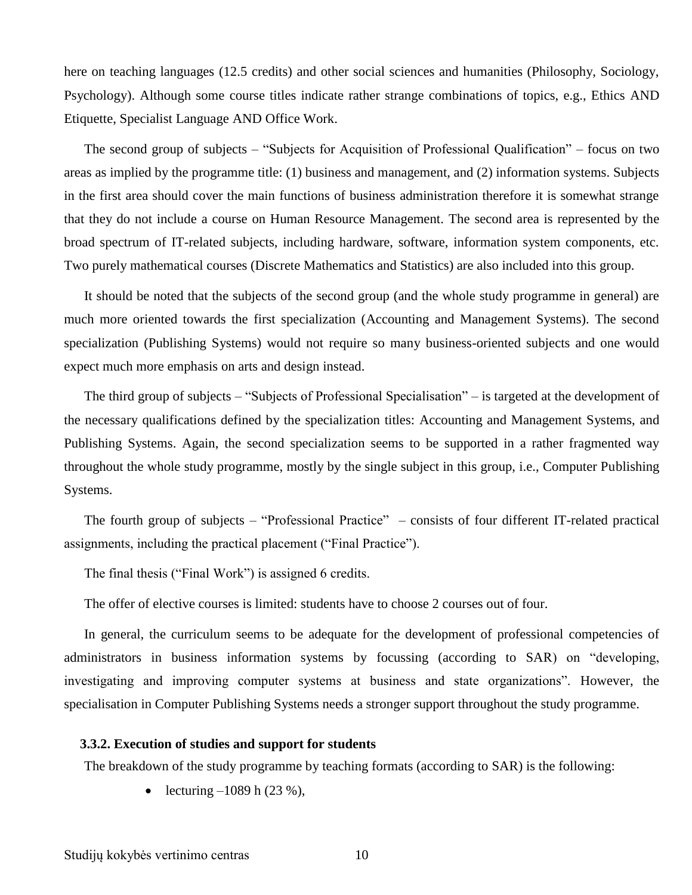here on teaching languages (12.5 credits) and other social sciences and humanities (Philosophy, Sociology, Psychology). Although some course titles indicate rather strange combinations of topics, e.g., Ethics AND Etiquette, Specialist Language AND Office Work.

The second group of subjects – "Subjects for Acquisition of Professional Qualification" – focus on two areas as implied by the programme title: (1) business and management, and (2) information systems. Subjects in the first area should cover the main functions of business administration therefore it is somewhat strange that they do not include a course on Human Resource Management. The second area is represented by the broad spectrum of IT-related subjects, including hardware, software, information system components, etc. Two purely mathematical courses (Discrete Mathematics and Statistics) are also included into this group.

It should be noted that the subjects of the second group (and the whole study programme in general) are much more oriented towards the first specialization (Accounting and Management Systems). The second specialization (Publishing Systems) would not require so many business-oriented subjects and one would expect much more emphasis on arts and design instead.

The third group of subjects – "Subjects of Professional Specialisation" – is targeted at the development of the necessary qualifications defined by the specialization titles: Accounting and Management Systems, and Publishing Systems. Again, the second specialization seems to be supported in a rather fragmented way throughout the whole study programme, mostly by the single subject in this group, i.e., Computer Publishing Systems.

The fourth group of subjects – "Professional Practice" – consists of four different IT-related practical assignments, including the practical placement ("Final Practice").

The final thesis ("Final Work") is assigned 6 credits.

The offer of elective courses is limited: students have to choose 2 courses out of four.

In general, the curriculum seems to be adequate for the development of professional competencies of administrators in business information systems by focussing (according to SAR) on "developing, investigating and improving computer systems at business and state organizations". However, the specialisation in Computer Publishing Systems needs a stronger support throughout the study programme.

### 3.3.2. Execution of studies and support for students

The breakdown of the study programme by teaching formats (according to SAR) is the following:

- lecturing –1089 h (23 %),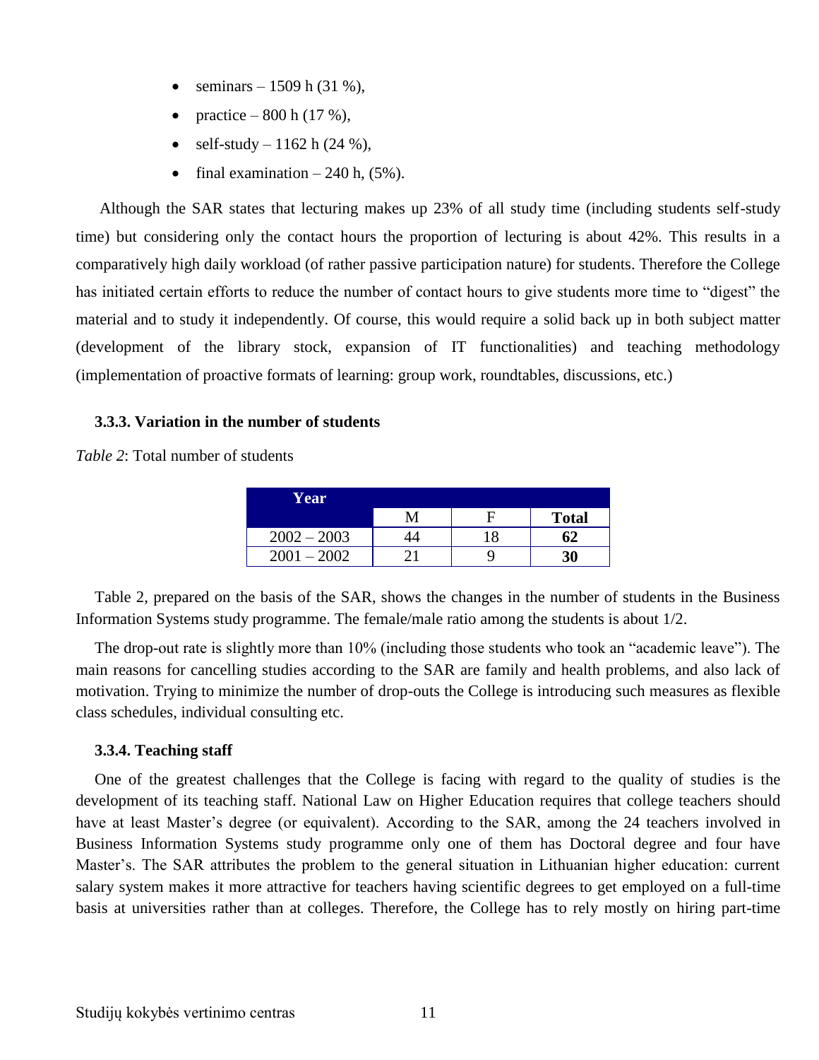- seminars – 1509 h (31 %),
- practice – 800 h (17 %),
- self-study – 1162 h (24 %),
- final examination – 240 h, (5%).

Although the SAR states that lecturing makes up 23% of all study time (including students self-study time) but considering only the contact hours the proportion of lecturing is about 42%. This results in a comparatively high daily workload (of rather passive participation nature) for students. Therefore the College has initiated certain efforts to reduce the number of contact hours to give students more time to "digest" the material and to study it independently. Of course, this would require a solid back up in both subject matter (development of the library stock, expansion of IT functionalities) and teaching methodology (implementation of proactive formats of learning: group work, roundtables, discussions, etc.)

### 3.3.3. Variation in the number of students

*Table 2*: Total number of students

| Year | M | F | **Total** |
|---|---|---|---|
| 2002 – 2003 | 44 | 18 | **62** |
| 2001 – 2002 | 21 | 9 | **30** |

Table 2, prepared on the basis of the SAR, shows the changes in the number of students in the Business Information Systems study programme. The female/male ratio among the students is about 1/2.

The drop-out rate is slightly more than 10% (including those students who took an "academic leave"). The main reasons for cancelling studies according to the SAR are family and health problems, and also lack of motivation. Trying to minimize the number of drop-outs the College is introducing such measures as flexible class schedules, individual consulting etc.

### 3.3.4. Teaching staff

One of the greatest challenges that the College is facing with regard to the quality of studies is the development of its teaching staff. National Law on Higher Education requires that college teachers should have at least Master's degree (or equivalent). According to the SAR, among the 24 teachers involved in Business Information Systems study programme only one of them has Doctoral degree and four have Master's. The SAR attributes the problem to the general situation in Lithuanian higher education: current salary system makes it more attractive for teachers having scientific degrees to get employed on a full-time basis at universities rather than at colleges. Therefore, the College has to rely mostly on hiring part-time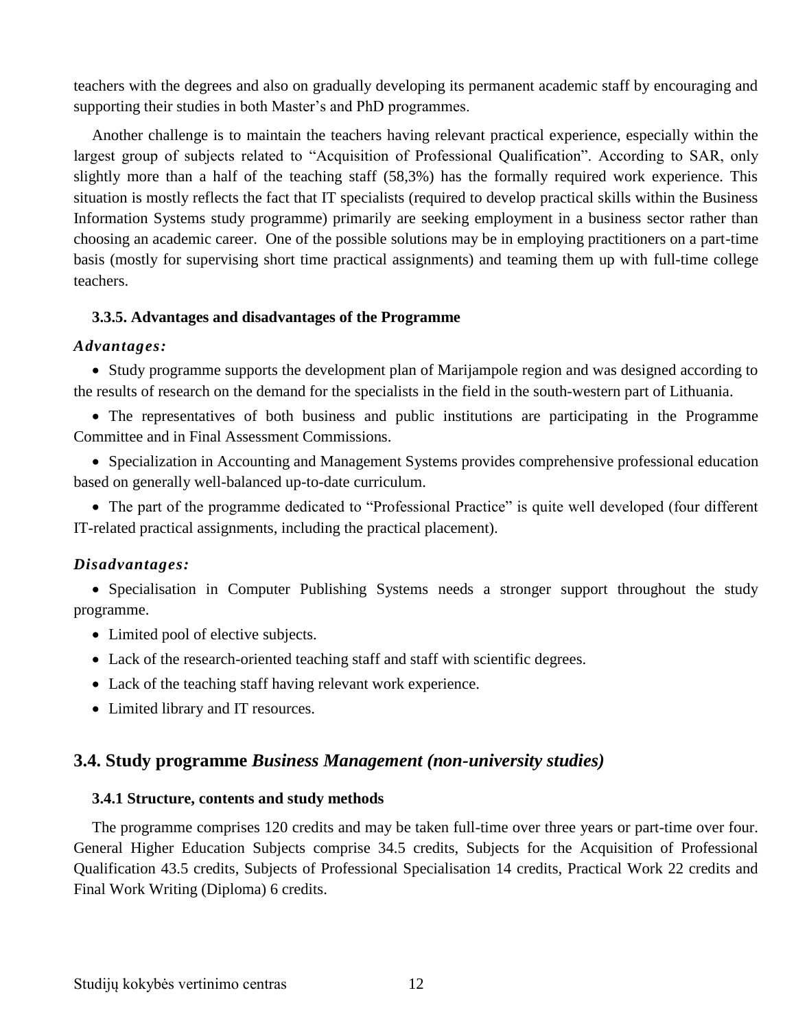teachers with the degrees and also on gradually developing its permanent academic staff by encouraging and supporting their studies in both Master's and PhD programmes.

Another challenge is to maintain the teachers having relevant practical experience, especially within the largest group of subjects related to "Acquisition of Professional Qualification". According to SAR, only slightly more than a half of the teaching staff (58,3%) has the formally required work experience. This situation is mostly reflects the fact that IT specialists (required to develop practical skills within the Business Information Systems study programme) primarily are seeking employment in a business sector rather than choosing an academic career. One of the possible solutions may be in employing practitioners on a part-time basis (mostly for supervising short time practical assignments) and teaming them up with full-time college teachers.

#### 3.3.5. Advantages and disadvantages of the Programme

***Advantages:***

- Study programme supports the development plan of Marijampole region and was designed according to the results of research on the demand for the specialists in the field in the south-western part of Lithuania.
- The representatives of both business and public institutions are participating in the Programme Committee and in Final Assessment Commissions.
- Specialization in Accounting and Management Systems provides comprehensive professional education based on generally well-balanced up-to-date curriculum.
- The part of the programme dedicated to "Professional Practice" is quite well developed (four different IT-related practical assignments, including the practical placement).

***Disadvantages:***

- Specialisation in Computer Publishing Systems needs a stronger support throughout the study programme.
- Limited pool of elective subjects.
- Lack of the research-oriented teaching staff and staff with scientific degrees.
- Lack of the teaching staff having relevant work experience.
- Limited library and IT resources.

## 3.4. Study programme *Business Management (non-university studies)*

#### 3.4.1 Structure, contents and study methods

The programme comprises 120 credits and may be taken full-time over three years or part-time over four. General Higher Education Subjects comprise 34.5 credits, Subjects for the Acquisition of Professional Qualification 43.5 credits, Subjects of Professional Specialisation 14 credits, Practical Work 22 credits and Final Work Writing (Diploma) 6 credits.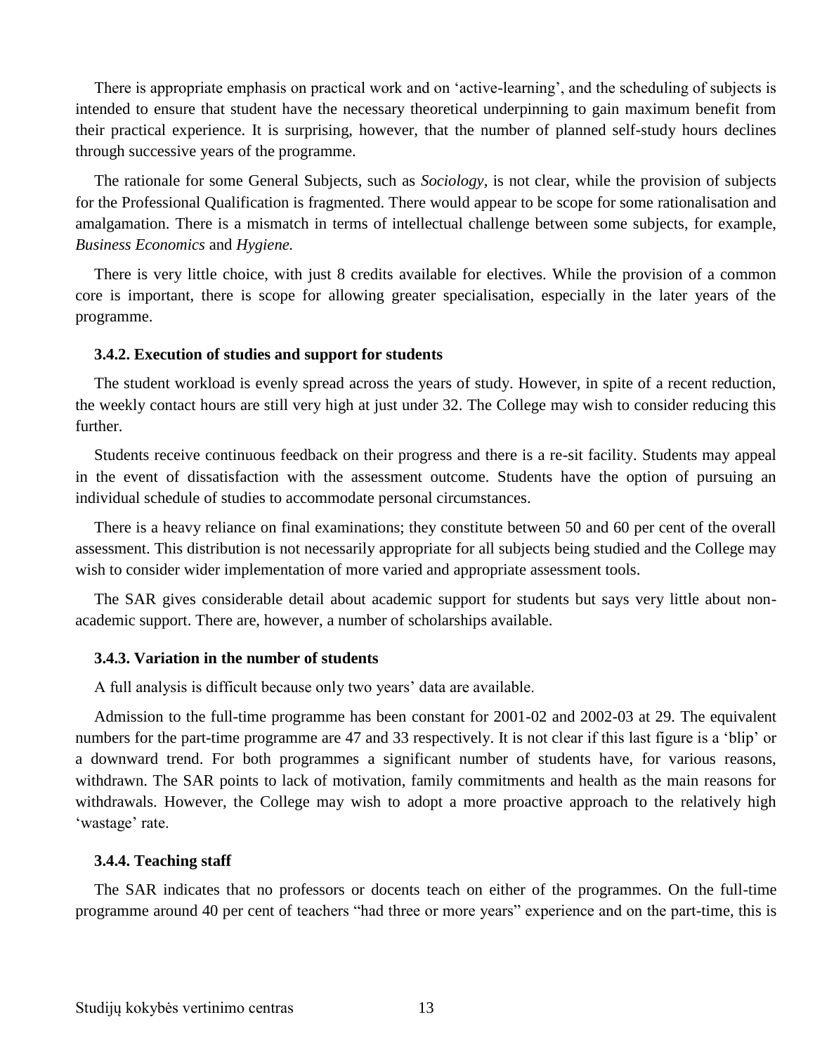There is appropriate emphasis on practical work and on 'active-learning', and the scheduling of subjects is intended to ensure that student have the necessary theoretical underpinning to gain maximum benefit from their practical experience. It is surprising, however, that the number of planned self-study hours declines through successive years of the programme.

The rationale for some General Subjects, such as *Sociology*, is not clear, while the provision of subjects for the Professional Qualification is fragmented. There would appear to be scope for some rationalisation and amalgamation. There is a mismatch in terms of intellectual challenge between some subjects, for example, *Business Economics* and *Hygiene.*

There is very little choice, with just 8 credits available for electives. While the provision of a common core is important, there is scope for allowing greater specialisation, especially in the later years of the programme.

### 3.4.2. Execution of studies and support for students

The student workload is evenly spread across the years of study. However, in spite of a recent reduction, the weekly contact hours are still very high at just under 32. The College may wish to consider reducing this further.

Students receive continuous feedback on their progress and there is a re-sit facility. Students may appeal in the event of dissatisfaction with the assessment outcome. Students have the option of pursuing an individual schedule of studies to accommodate personal circumstances.

There is a heavy reliance on final examinations; they constitute between 50 and 60 per cent of the overall assessment. This distribution is not necessarily appropriate for all subjects being studied and the College may wish to consider wider implementation of more varied and appropriate assessment tools.

The SAR gives considerable detail about academic support for students but says very little about non-academic support. There are, however, a number of scholarships available.

### 3.4.3. Variation in the number of students

A full analysis is difficult because only two years' data are available.

Admission to the full-time programme has been constant for 2001-02 and 2002-03 at 29. The equivalent numbers for the part-time programme are 47 and 33 respectively. It is not clear if this last figure is a 'blip' or a downward trend. For both programmes a significant number of students have, for various reasons, withdrawn. The SAR points to lack of motivation, family commitments and health as the main reasons for withdrawals. However, the College may wish to adopt a more proactive approach to the relatively high 'wastage' rate.

### 3.4.4. Teaching staff

The SAR indicates that no professors or docents teach on either of the programmes. On the full-time programme around 40 per cent of teachers "had three or more years" experience and on the part-time, this is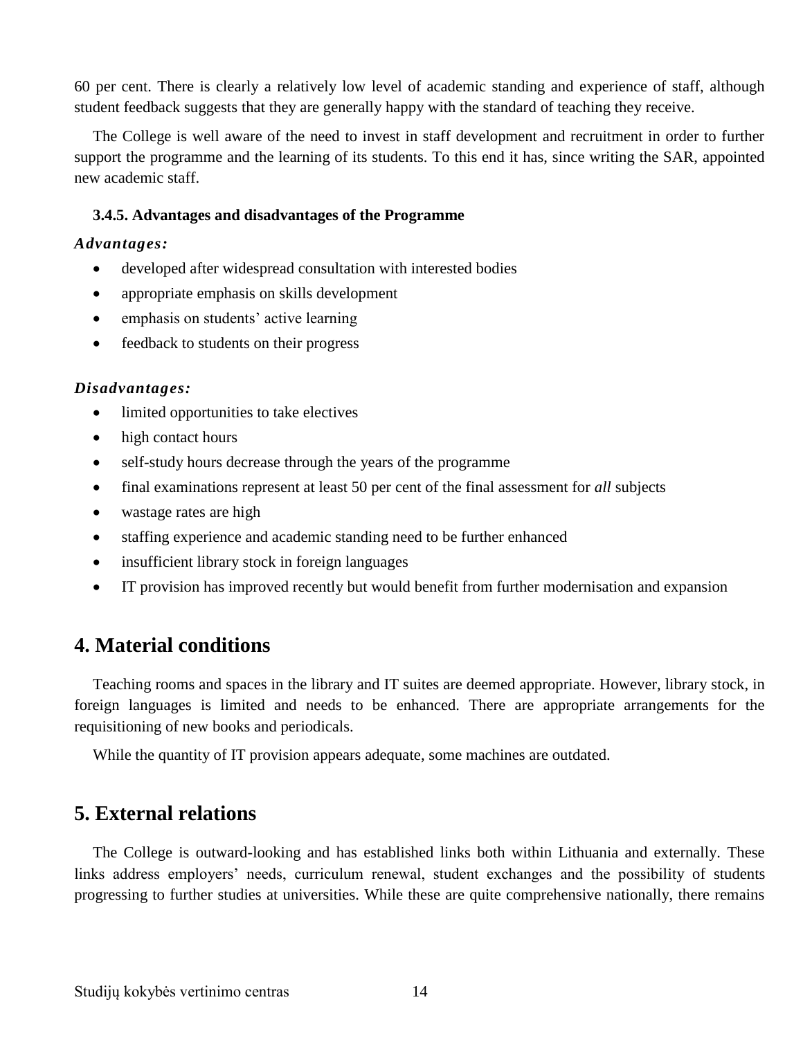60 per cent. There is clearly a relatively low level of academic standing and experience of staff, although student feedback suggests that they are generally happy with the standard of teaching they receive.

The College is well aware of the need to invest in staff development and recruitment in order to further support the programme and the learning of its students. To this end it has, since writing the SAR, appointed new academic staff.

### 3.4.5. Advantages and disadvantages of the Programme

***Advantages:***

- developed after widespread consultation with interested bodies
- appropriate emphasis on skills development
- emphasis on students' active learning
- feedback to students on their progress

***Disadvantages:***

- limited opportunities to take electives
- high contact hours
- self-study hours decrease through the years of the programme
- final examinations represent at least 50 per cent of the final assessment for *all* subjects
- wastage rates are high
- staffing experience and academic standing need to be further enhanced
- insufficient library stock in foreign languages
- IT provision has improved recently but would benefit from further modernisation and expansion

## 4. Material conditions

Teaching rooms and spaces in the library and IT suites are deemed appropriate. However, library stock, in foreign languages is limited and needs to be enhanced. There are appropriate arrangements for the requisitioning of new books and periodicals.

While the quantity of IT provision appears adequate, some machines are outdated.

## 5. External relations

The College is outward-looking and has established links both within Lithuania and externally. These links address employers' needs, curriculum renewal, student exchanges and the possibility of students progressing to further studies at universities. While these are quite comprehensive nationally, there remains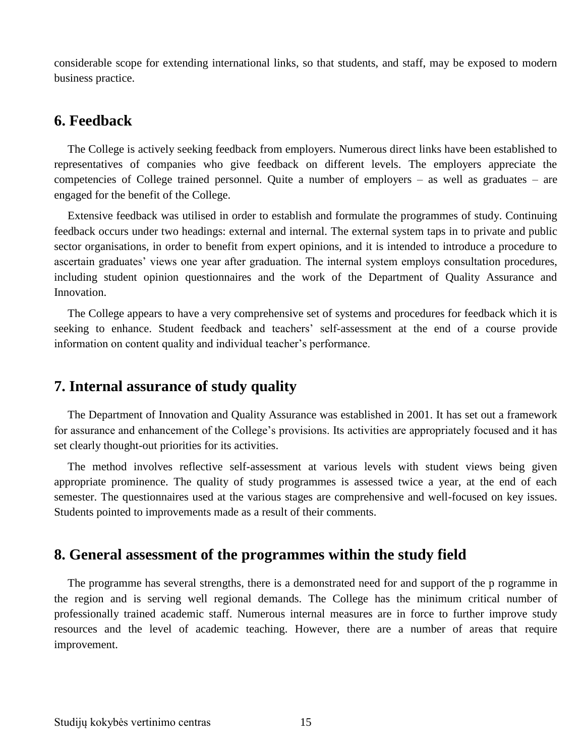considerable scope for extending international links, so that students, and staff, may be exposed to modern business practice.

## 6. Feedback

The College is actively seeking feedback from employers. Numerous direct links have been established to representatives of companies who give feedback on different levels. The employers appreciate the competencies of College trained personnel. Quite a number of employers – as well as graduates – are engaged for the benefit of the College.

Extensive feedback was utilised in order to establish and formulate the programmes of study. Continuing feedback occurs under two headings: external and internal. The external system taps in to private and public sector organisations, in order to benefit from expert opinions, and it is intended to introduce a procedure to ascertain graduates' views one year after graduation. The internal system employs consultation procedures, including student opinion questionnaires and the work of the Department of Quality Assurance and Innovation.

The College appears to have a very comprehensive set of systems and procedures for feedback which it is seeking to enhance. Student feedback and teachers' self-assessment at the end of a course provide information on content quality and individual teacher's performance.

## 7. Internal assurance of study quality

The Department of Innovation and Quality Assurance was established in 2001. It has set out a framework for assurance and enhancement of the College's provisions. Its activities are appropriately focused and it has set clearly thought-out priorities for its activities.

The method involves reflective self-assessment at various levels with student views being given appropriate prominence. The quality of study programmes is assessed twice a year, at the end of each semester. The questionnaires used at the various stages are comprehensive and well-focused on key issues. Students pointed to improvements made as a result of their comments.

## 8. General assessment of the programmes within the study field

The programme has several strengths, there is a demonstrated need for and support of the p rogramme in the region and is serving well regional demands. The College has the minimum critical number of professionally trained academic staff. Numerous internal measures are in force to further improve study resources and the level of academic teaching. However, there are a number of areas that require improvement.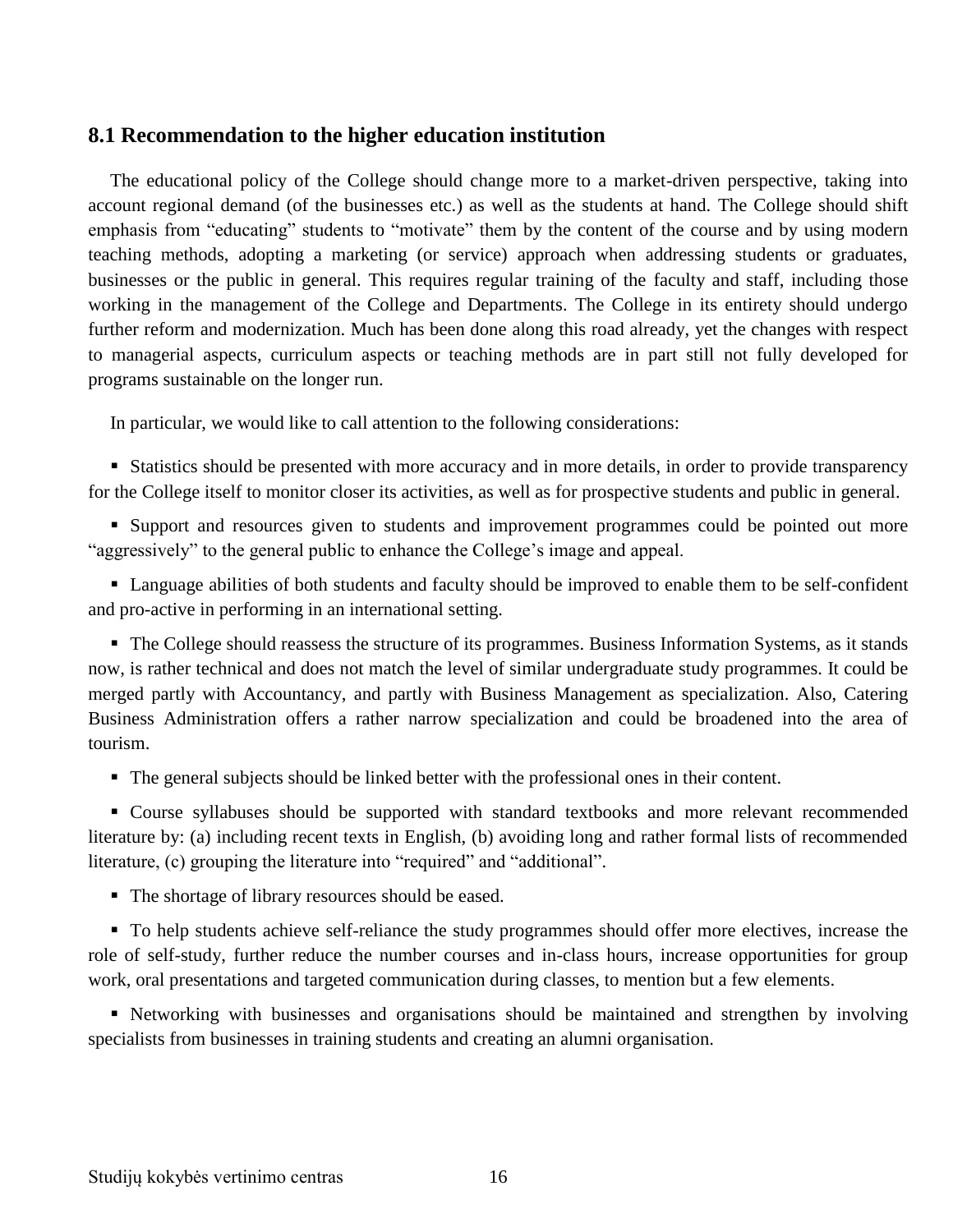## 8.1 Recommendation to the higher education institution

The educational policy of the College should change more to a market-driven perspective, taking into account regional demand (of the businesses etc.) as well as the students at hand. The College should shift emphasis from "educating" students to "motivate" them by the content of the course and by using modern teaching methods, adopting a marketing (or service) approach when addressing students or graduates, businesses or the public in general. This requires regular training of the faculty and staff, including those working in the management of the College and Departments. The College in its entirety should undergo further reform and modernization. Much has been done along this road already, yet the changes with respect to managerial aspects, curriculum aspects or teaching methods are in part still not fully developed for programs sustainable on the longer run.

In particular, we would like to call attention to the following considerations:

- Statistics should be presented with more accuracy and in more details, in order to provide transparency for the College itself to monitor closer its activities, as well as for prospective students and public in general.
- Support and resources given to students and improvement programmes could be pointed out more "aggressively" to the general public to enhance the College's image and appeal.
- Language abilities of both students and faculty should be improved to enable them to be self-confident and pro-active in performing in an international setting.
- The College should reassess the structure of its programmes. Business Information Systems, as it stands now, is rather technical and does not match the level of similar undergraduate study programmes. It could be merged partly with Accountancy, and partly with Business Management as specialization. Also, Catering Business Administration offers a rather narrow specialization and could be broadened into the area of tourism.
- The general subjects should be linked better with the professional ones in their content.
- Course syllabuses should be supported with standard textbooks and more relevant recommended literature by: (a) including recent texts in English, (b) avoiding long and rather formal lists of recommended literature, (c) grouping the literature into "required" and "additional".
- The shortage of library resources should be eased.
- To help students achieve self-reliance the study programmes should offer more electives, increase the role of self-study, further reduce the number courses and in-class hours, increase opportunities for group work, oral presentations and targeted communication during classes, to mention but a few elements.
- Networking with businesses and organisations should be maintained and strengthen by involving specialists from businesses in training students and creating an alumni organisation.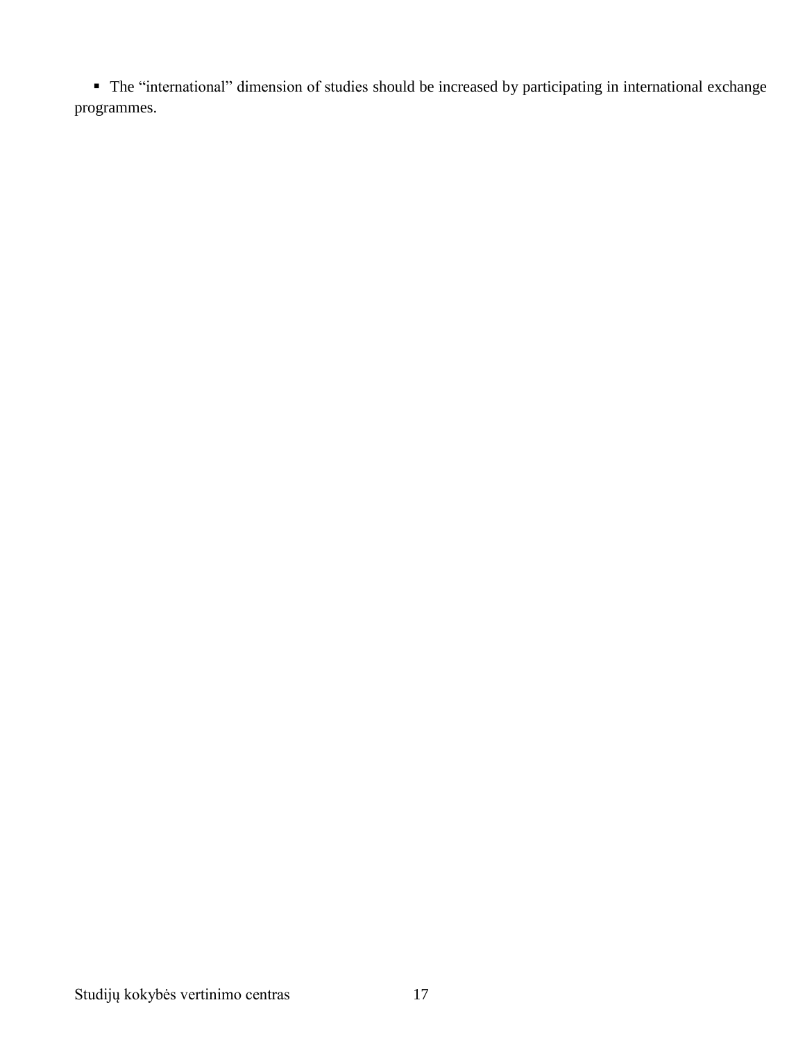- The “international” dimension of studies should be increased by participating in international exchange programmes.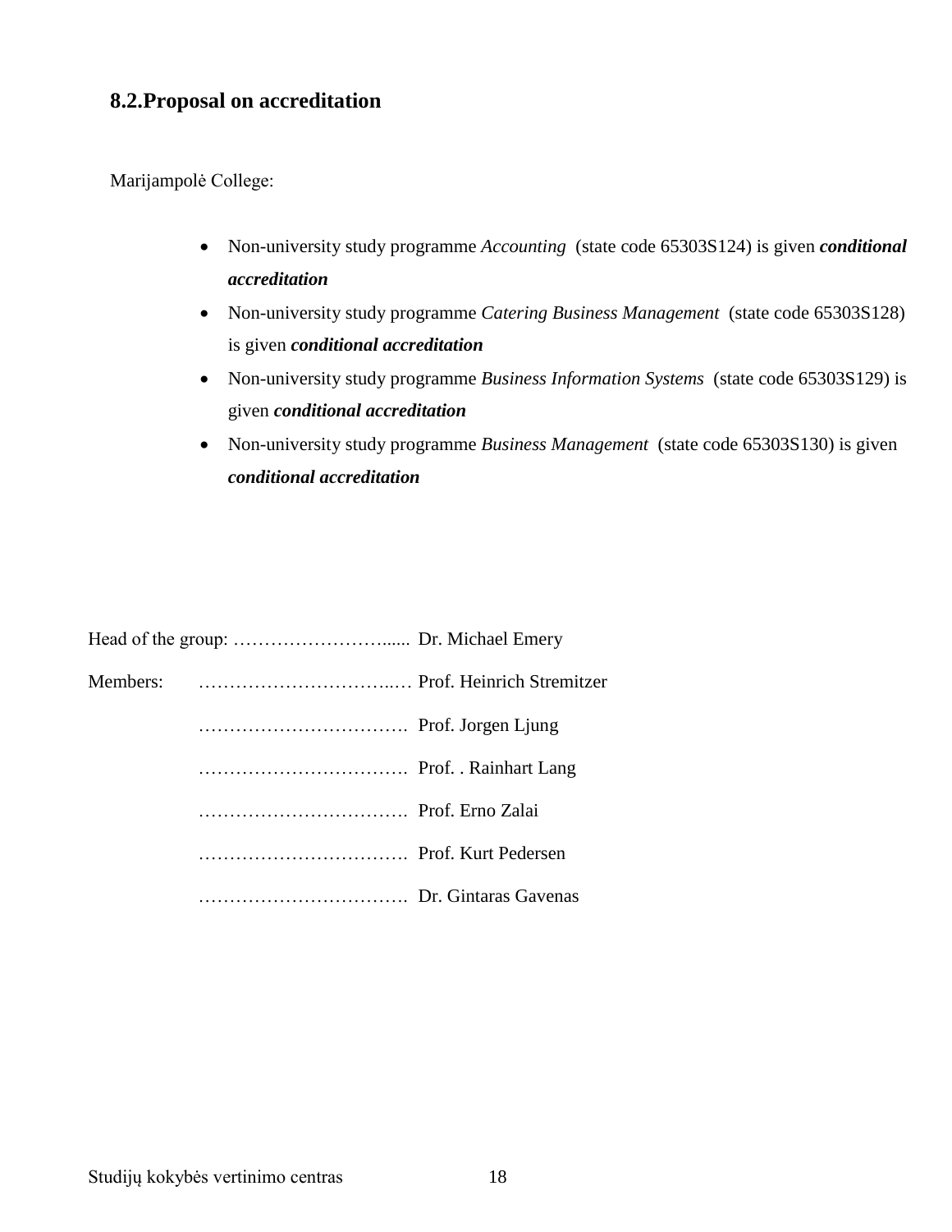## 8.2.Proposal on accreditation

Marijampolė College:

- Non-university study programme *Accounting* (state code 65303S124) is given ***conditional accreditation***
- Non-university study programme *Catering Business Management* (state code 65303S128) is given ***conditional accreditation***
- Non-university study programme *Business Information Systems* (state code 65303S129) is given ***conditional accreditation***
- Non-university study programme *Business Management* (state code 65303S130) is given ***conditional accreditation***

Head of the group: ……………………...... Dr. Michael Emery

Members: ………………………..… Prof. Heinrich Stremitzer

……………………………. Prof. Jorgen Ljung

……………………………. Prof. . Rainhart Lang

……………………………. Prof. Erno Zalai

……………………………. Prof. Kurt Pedersen

……………………………. Dr. Gintaras Gavenas